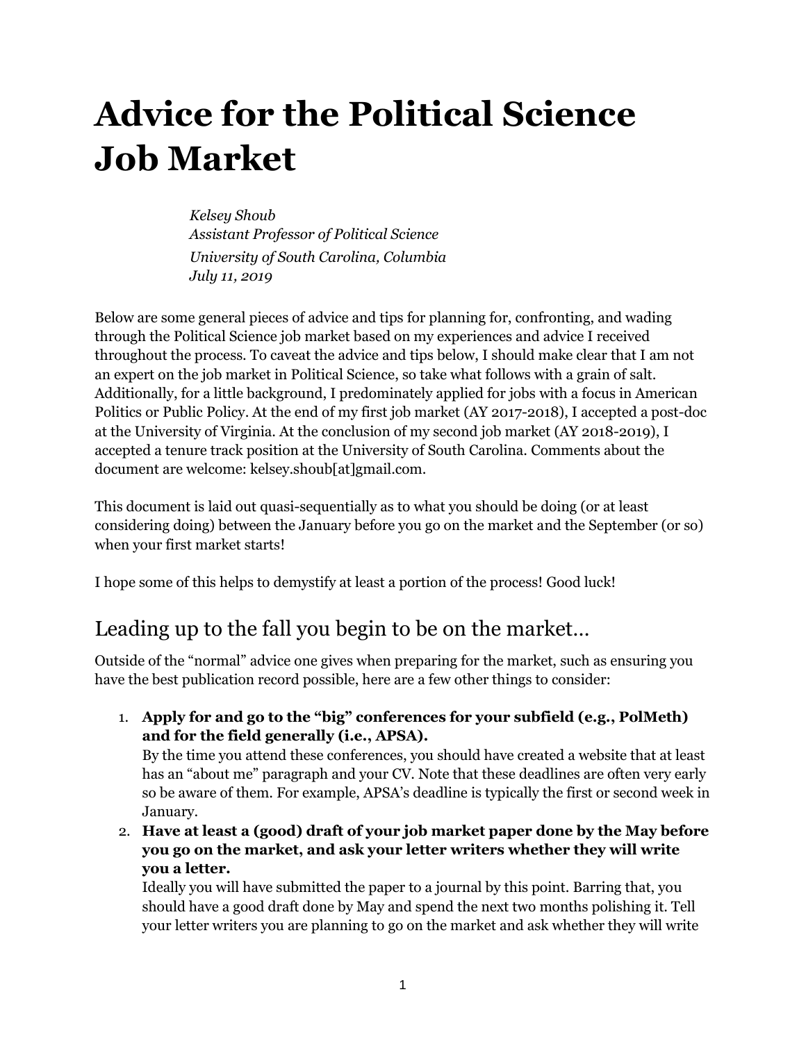# Advice for the Political Science Job Market

*Kelsey Shoub*
*Assistant Professor of Political Science*
*University of South Carolina, Columbia*
*July 11, 2019*

Below are some general pieces of advice and tips for planning for, confronting, and wading through the Political Science job market based on my experiences and advice I received throughout the process. To caveat the advice and tips below, I should make clear that I am not an expert on the job market in Political Science, so take what follows with a grain of salt. Additionally, for a little background, I predominately applied for jobs with a focus in American Politics or Public Policy. At the end of my first job market (AY 2017-2018), I accepted a post-doc at the University of Virginia. At the conclusion of my second job market (AY 2018-2019), I accepted a tenure track position at the University of South Carolina. Comments about the document are welcome: kelsey.shoub[at]gmail.com.

This document is laid out quasi-sequentially as to what you should be doing (or at least considering doing) between the January before you go on the market and the September (or so) when your first market starts!

I hope some of this helps to demystify at least a portion of the process! Good luck!

## Leading up to the fall you begin to be on the market…

Outside of the "normal" advice one gives when preparing for the market, such as ensuring you have the best publication record possible, here are a few other things to consider:

1. **Apply for and go to the "big" conferences for your subfield (e.g., PolMeth) and for the field generally (i.e., APSA).**
   By the time you attend these conferences, you should have created a website that at least has an "about me" paragraph and your CV. Note that these deadlines are often very early so be aware of them. For example, APSA's deadline is typically the first or second week in January.
2. **Have at least a (good) draft of your job market paper done by the May before you go on the market, and ask your letter writers whether they will write you a letter.**
   Ideally you will have submitted the paper to a journal by this point. Barring that, you should have a good draft done by May and spend the next two months polishing it. Tell your letter writers you are planning to go on the market and ask whether they will write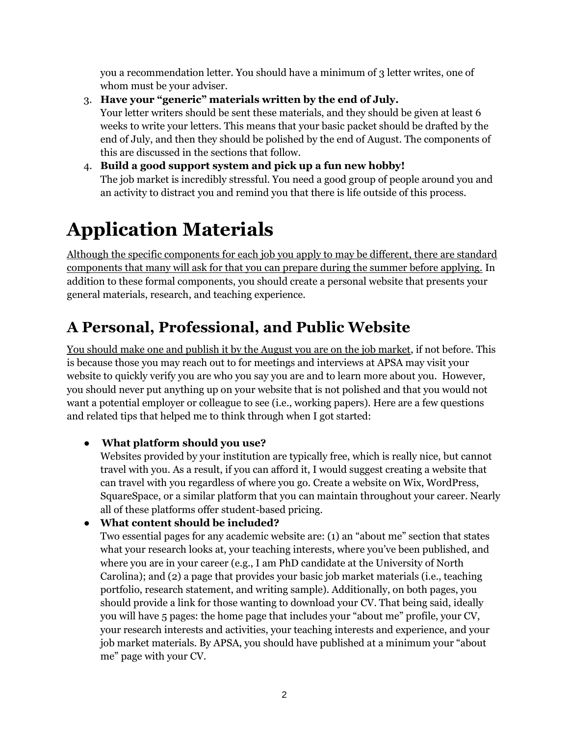you a recommendation letter. You should have a minimum of 3 letter writes, one of whom must be your adviser.

3. **Have your "generic" materials written by the end of July.**
   Your letter writers should be sent these materials, and they should be given at least 6 weeks to write your letters. This means that your basic packet should be drafted by the end of July, and then they should be polished by the end of August. The components of this are discussed in the sections that follow.
4. **Build a good support system and pick up a fun new hobby!**
   The job market is incredibly stressful. You need a good group of people around you and an activity to distract you and remind you that there is life outside of this process.

# Application Materials

<u>Although the specific components for each job you apply to may be different, there are standard components that many will ask for that you can prepare during the summer before applying.</u> In addition to these formal components, you should create a personal website that presents your general materials, research, and teaching experience.

## A Personal, Professional, and Public Website

<u>You should make one and publish it by the August you are on the job market</u>, if not before. This is because those you may reach out to for meetings and interviews at APSA may visit your website to quickly verify you are who you say you are and to learn more about you. However, you should never put anything up on your website that is not polished and that you would not want a potential employer or colleague to see (i.e., working papers). Here are a few questions and related tips that helped me to think through when I got started:

- **What platform should you use?**
  Websites provided by your institution are typically free, which is really nice, but cannot travel with you. As a result, if you can afford it, I would suggest creating a website that can travel with you regardless of where you go. Create a website on Wix, WordPress, SquareSpace, or a similar platform that you can maintain throughout your career. Nearly all of these platforms offer student-based pricing.
- **What content should be included?**
  Two essential pages for any academic website are: (1) an "about me" section that states what your research looks at, your teaching interests, where you've been published, and where you are in your career (e.g., I am PhD candidate at the University of North Carolina); and (2) a page that provides your basic job market materials (i.e., teaching portfolio, research statement, and writing sample). Additionally, on both pages, you should provide a link for those wanting to download your CV. That being said, ideally you will have 5 pages: the home page that includes your "about me" profile, your CV, your research interests and activities, your teaching interests and experience, and your job market materials. By APSA, you should have published at a minimum your "about me" page with your CV.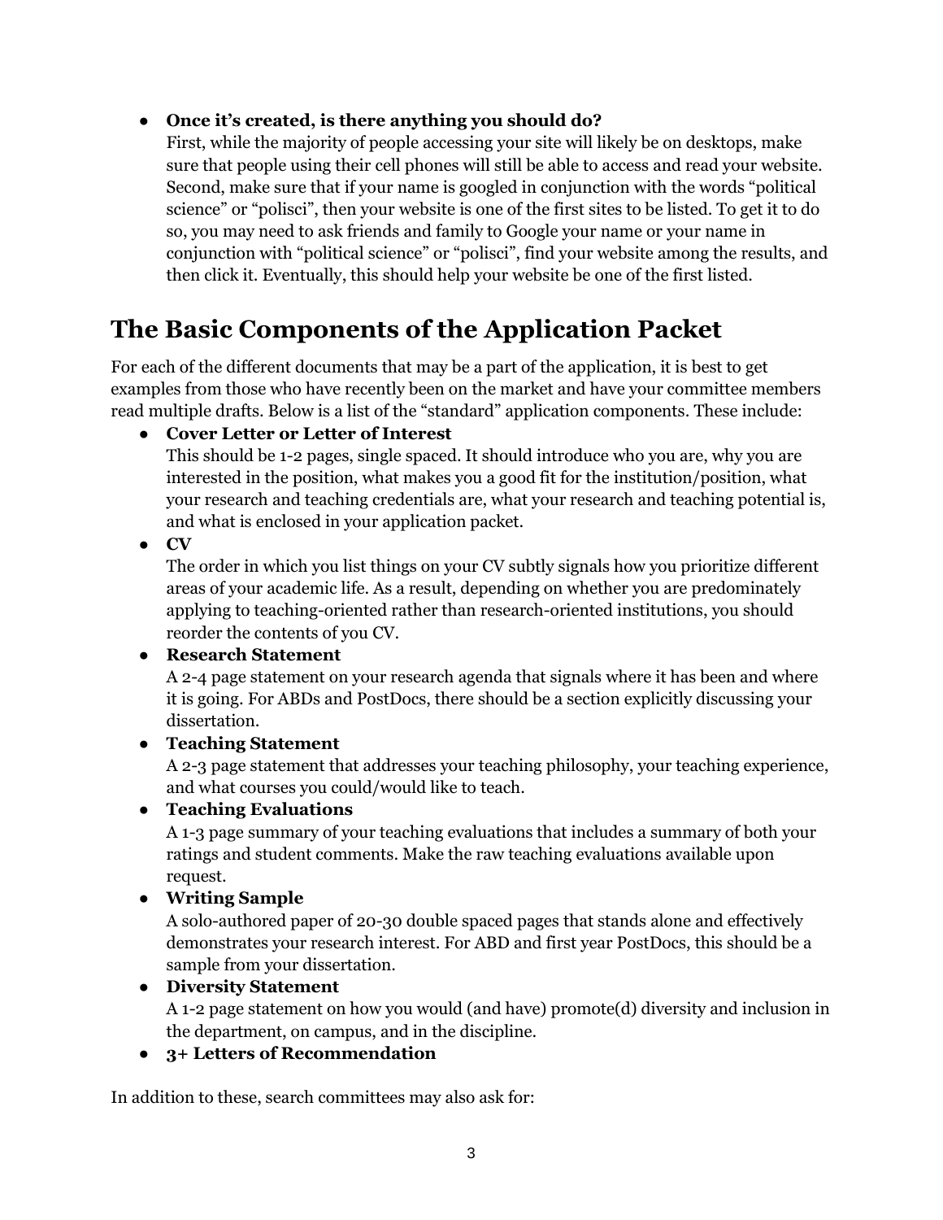- **Once it's created, is there anything you should do?**
  First, while the majority of people accessing your site will likely be on desktops, make sure that people using their cell phones will still be able to access and read your website. Second, make sure that if your name is googled in conjunction with the words "political science" or "polisci", then your website is one of the first sites to be listed. To get it to do so, you may need to ask friends and family to Google your name or your name in conjunction with "political science" or "polisci", find your website among the results, and then click it. Eventually, this should help your website be one of the first listed.

## The Basic Components of the Application Packet

For each of the different documents that may be a part of the application, it is best to get examples from those who have recently been on the market and have your committee members read multiple drafts. Below is a list of the "standard" application components. These include:

- **Cover Letter or Letter of Interest**
  This should be 1-2 pages, single spaced. It should introduce who you are, why you are interested in the position, what makes you a good fit for the institution/position, what your research and teaching credentials are, what your research and teaching potential is, and what is enclosed in your application packet.
- **CV**
  The order in which you list things on your CV subtly signals how you prioritize different areas of your academic life. As a result, depending on whether you are predominately applying to teaching-oriented rather than research-oriented institutions, you should reorder the contents of you CV.
- **Research Statement**
  A 2-4 page statement on your research agenda that signals where it has been and where it is going. For ABDs and PostDocs, there should be a section explicitly discussing your dissertation.
- **Teaching Statement**
  A 2-3 page statement that addresses your teaching philosophy, your teaching experience, and what courses you could/would like to teach.
- **Teaching Evaluations**
  A 1-3 page summary of your teaching evaluations that includes a summary of both your ratings and student comments. Make the raw teaching evaluations available upon request.
- **Writing Sample**
  A solo-authored paper of 20-30 double spaced pages that stands alone and effectively demonstrates your research interest. For ABD and first year PostDocs, this should be a sample from your dissertation.
- **Diversity Statement**
  A 1-2 page statement on how you would (and have) promote(d) diversity and inclusion in the department, on campus, and in the discipline.
- **3+ Letters of Recommendation**

In addition to these, search committees may also ask for: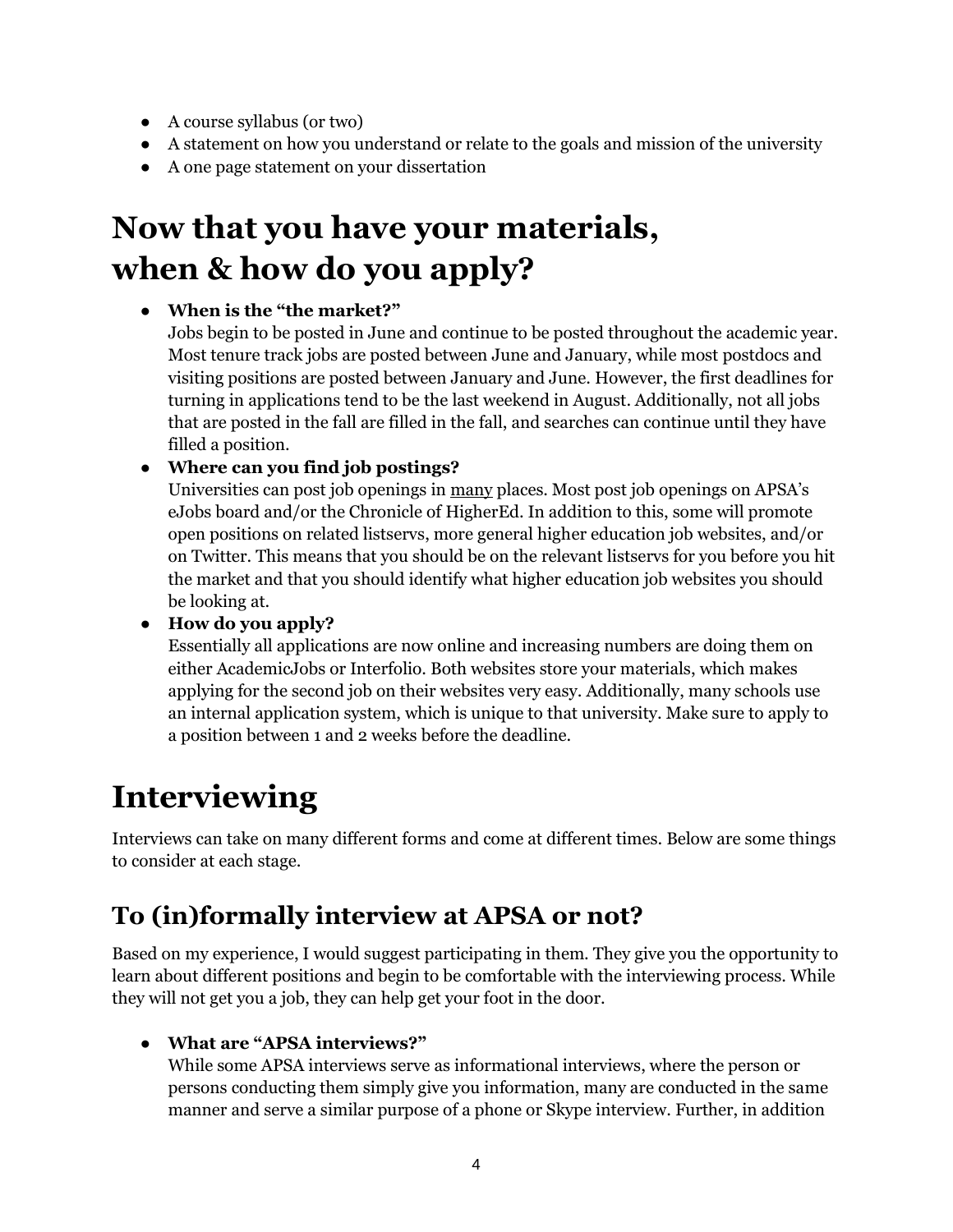- A course syllabus (or two)
- A statement on how you understand or relate to the goals and mission of the university
- A one page statement on your dissertation

# Now that you have your materials, when & how do you apply?

- **When is the "the market?"**
  Jobs begin to be posted in June and continue to be posted throughout the academic year. Most tenure track jobs are posted between June and January, while most postdocs and visiting positions are posted between January and June. However, the first deadlines for turning in applications tend to be the last weekend in August. Additionally, not all jobs that are posted in the fall are filled in the fall, and searches can continue until they have filled a position.
- **Where can you find job postings?**
  Universities can post job openings in many places. Most post job openings on APSA's eJobs board and/or the Chronicle of HigherEd. In addition to this, some will promote open positions on related listservs, more general higher education job websites, and/or on Twitter. This means that you should be on the relevant listservs for you before you hit the market and that you should identify what higher education job websites you should be looking at.
- **How do you apply?**
  Essentially all applications are now online and increasing numbers are doing them on either AcademicJobs or Interfolio. Both websites store your materials, which makes applying for the second job on their websites very easy. Additionally, many schools use an internal application system, which is unique to that university. Make sure to apply to a position between 1 and 2 weeks before the deadline.

# Interviewing

Interviews can take on many different forms and come at different times. Below are some things to consider at each stage.

## To (in)formally interview at APSA or not?

Based on my experience, I would suggest participating in them. They give you the opportunity to learn about different positions and begin to be comfortable with the interviewing process. While they will not get you a job, they can help get your foot in the door.

- **What are "APSA interviews?"**
  While some APSA interviews serve as informational interviews, where the person or persons conducting them simply give you information, many are conducted in the same manner and serve a similar purpose of a phone or Skype interview. Further, in addition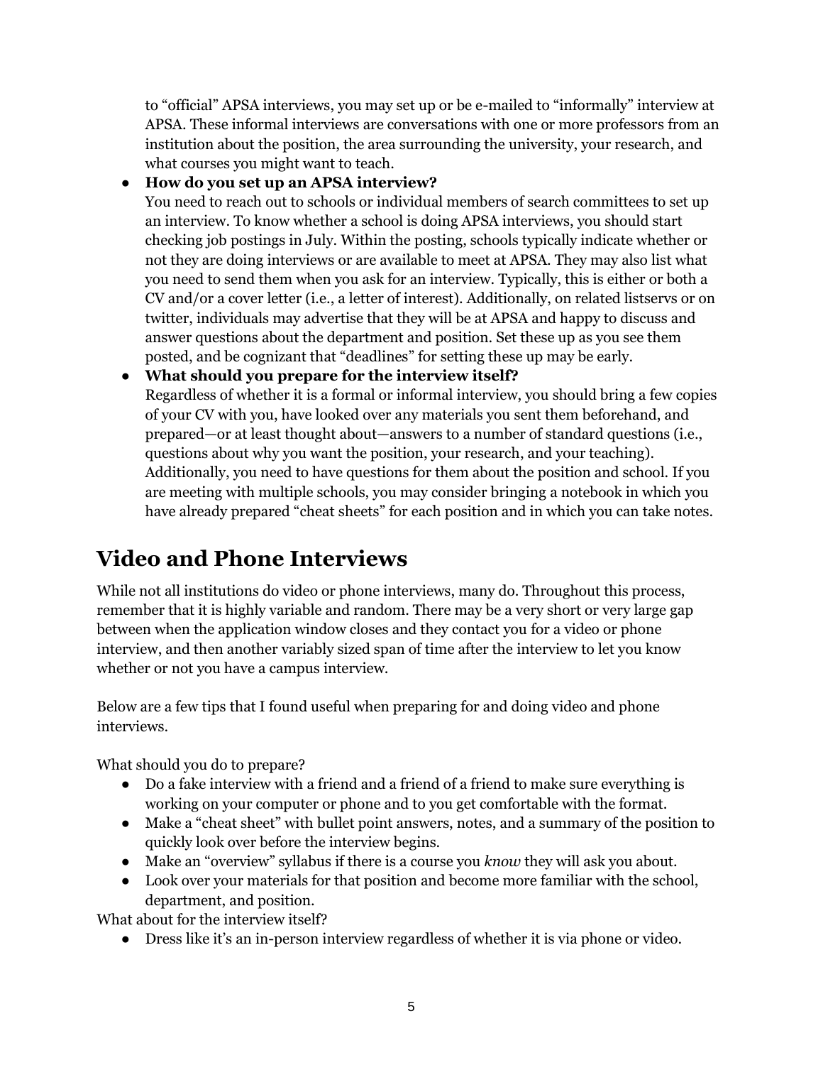to "official" APSA interviews, you may set up or be e-mailed to "informally" interview at APSA. These informal interviews are conversations with one or more professors from an institution about the position, the area surrounding the university, your research, and what courses you might want to teach.

- **How do you set up an APSA interview?**
  You need to reach out to schools or individual members of search committees to set up an interview. To know whether a school is doing APSA interviews, you should start checking job postings in July. Within the posting, schools typically indicate whether or not they are doing interviews or are available to meet at APSA. They may also list what you need to send them when you ask for an interview. Typically, this is either or both a CV and/or a cover letter (i.e., a letter of interest). Additionally, on related listservs or on twitter, individuals may advertise that they will be at APSA and happy to discuss and answer questions about the department and position. Set these up as you see them posted, and be cognizant that "deadlines" for setting these up may be early.
- **What should you prepare for the interview itself?**
  Regardless of whether it is a formal or informal interview, you should bring a few copies of your CV with you, have looked over any materials you sent them beforehand, and prepared—or at least thought about—answers to a number of standard questions (i.e., questions about why you want the position, your research, and your teaching). Additionally, you need to have questions for them about the position and school. If you are meeting with multiple schools, you may consider bringing a notebook in which you have already prepared "cheat sheets" for each position and in which you can take notes.

# Video and Phone Interviews

While not all institutions do video or phone interviews, many do. Throughout this process, remember that it is highly variable and random. There may be a very short or very large gap between when the application window closes and they contact you for a video or phone interview, and then another variably sized span of time after the interview to let you know whether or not you have a campus interview.

Below are a few tips that I found useful when preparing for and doing video and phone interviews.

What should you do to prepare?

- Do a fake interview with a friend and a friend of a friend to make sure everything is working on your computer or phone and to you get comfortable with the format.
- Make a "cheat sheet" with bullet point answers, notes, and a summary of the position to quickly look over before the interview begins.
- Make an "overview" syllabus if there is a course you *know* they will ask you about.
- Look over your materials for that position and become more familiar with the school, department, and position.

What about for the interview itself?

- Dress like it's an in-person interview regardless of whether it is via phone or video.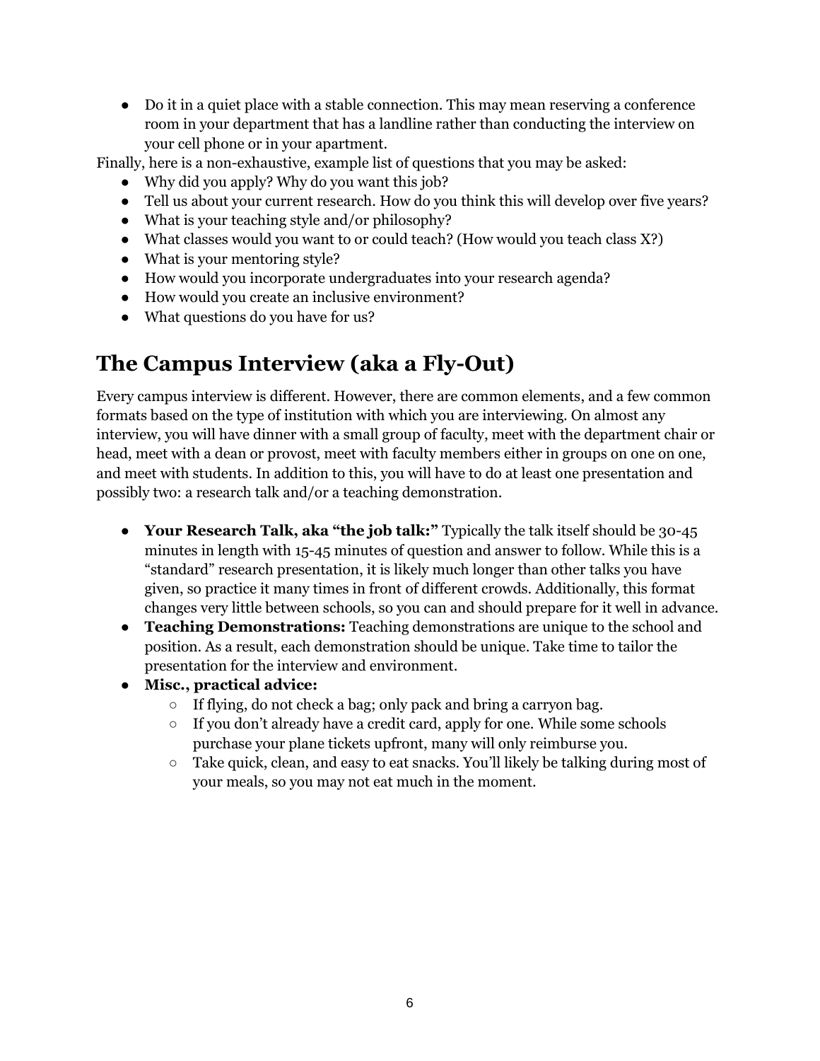- Do it in a quiet place with a stable connection. This may mean reserving a conference room in your department that has a landline rather than conducting the interview on your cell phone or in your apartment.

Finally, here is a non-exhaustive, example list of questions that you may be asked:

- Why did you apply? Why do you want this job?
- Tell us about your current research. How do you think this will develop over five years?
- What is your teaching style and/or philosophy?
- What classes would you want to or could teach? (How would you teach class X?)
- What is your mentoring style?
- How would you incorporate undergraduates into your research agenda?
- How would you create an inclusive environment?
- What questions do you have for us?

## The Campus Interview (aka a Fly-Out)

Every campus interview is different. However, there are common elements, and a few common formats based on the type of institution with which you are interviewing. On almost any interview, you will have dinner with a small group of faculty, meet with the department chair or head, meet with a dean or provost, meet with faculty members either in groups on one on one, and meet with students. In addition to this, you will have to do at least one presentation and possibly two: a research talk and/or a teaching demonstration.

- **Your Research Talk, aka "the job talk:"** Typically the talk itself should be 30-45 minutes in length with 15-45 minutes of question and answer to follow. While this is a "standard" research presentation, it is likely much longer than other talks you have given, so practice it many times in front of different crowds. Additionally, this format changes very little between schools, so you can and should prepare for it well in advance.
- **Teaching Demonstrations:** Teaching demonstrations are unique to the school and position. As a result, each demonstration should be unique. Take time to tailor the presentation for the interview and environment.
- **Misc., practical advice:**
  - If flying, do not check a bag; only pack and bring a carryon bag.
  - If you don't already have a credit card, apply for one. While some schools purchase your plane tickets upfront, many will only reimburse you.
  - Take quick, clean, and easy to eat snacks. You'll likely be talking during most of your meals, so you may not eat much in the moment.